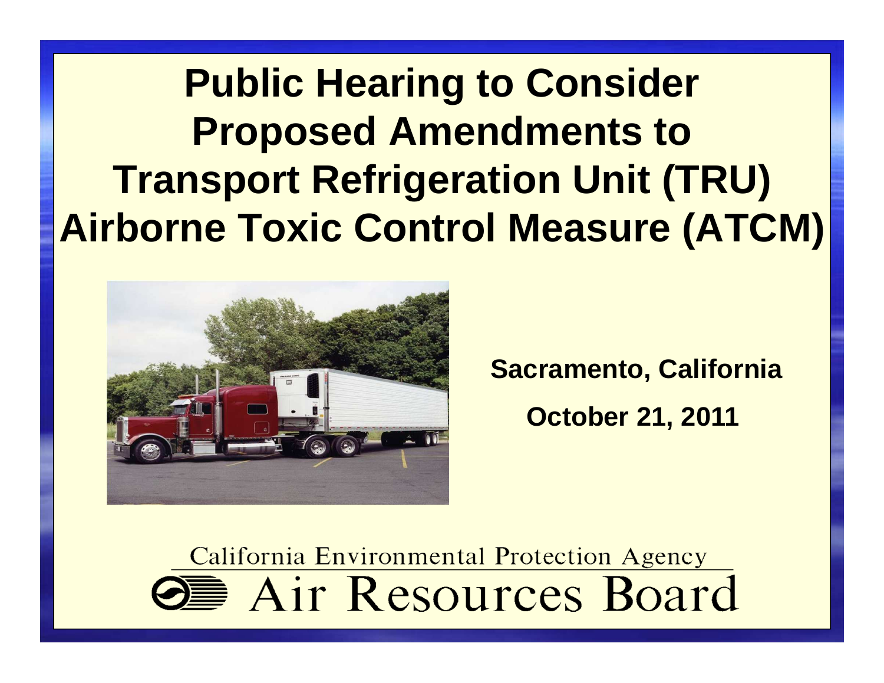# Public Hearing to Consider Proposed Amendments to Transport Refrigeration Unit (TRU) Airborne Toxic Control Measure (ATCM)

**Sacramento, California**

**October 21, 2011**

California Environmental Protection Agency

Air Resources Board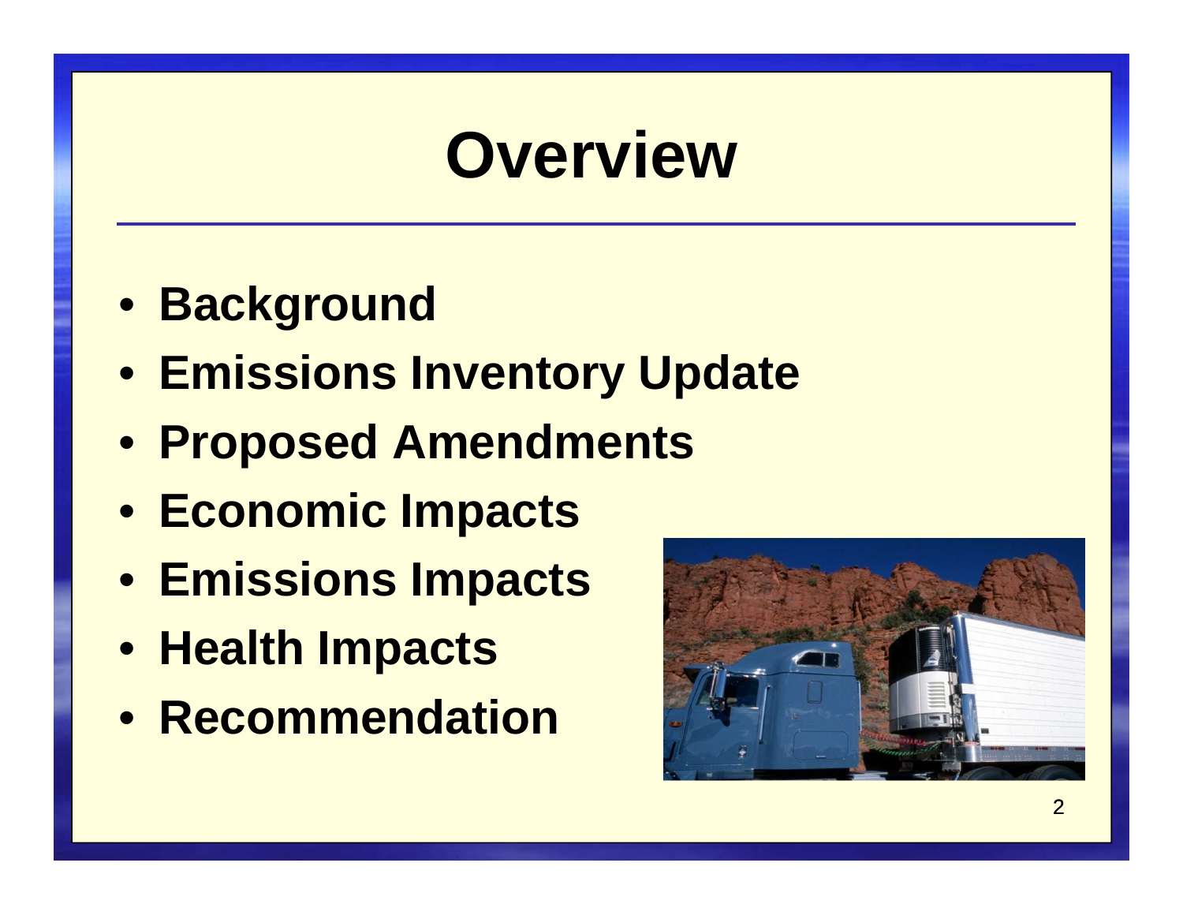# Overview

- Background
- Emissions Inventory Update
- Proposed Amendments
- Economic Impacts
- Emissions Impacts
- Health Impacts
- Recommendation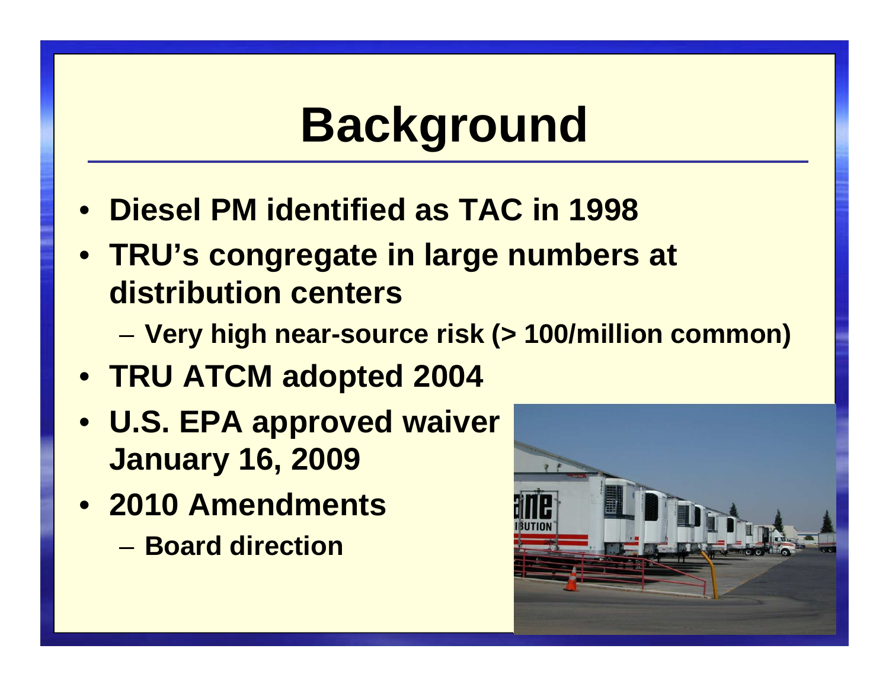# Background

- **Diesel PM identified as TAC in 1998**
- **TRU's congregate in large numbers at distribution centers**
  - **Very high near-source risk (> 100/million common)**
- **TRU ATCM adopted 2004**
- **U.S. EPA approved waiver January 16, 2009**
- **2010 Amendments**
  - **Board direction**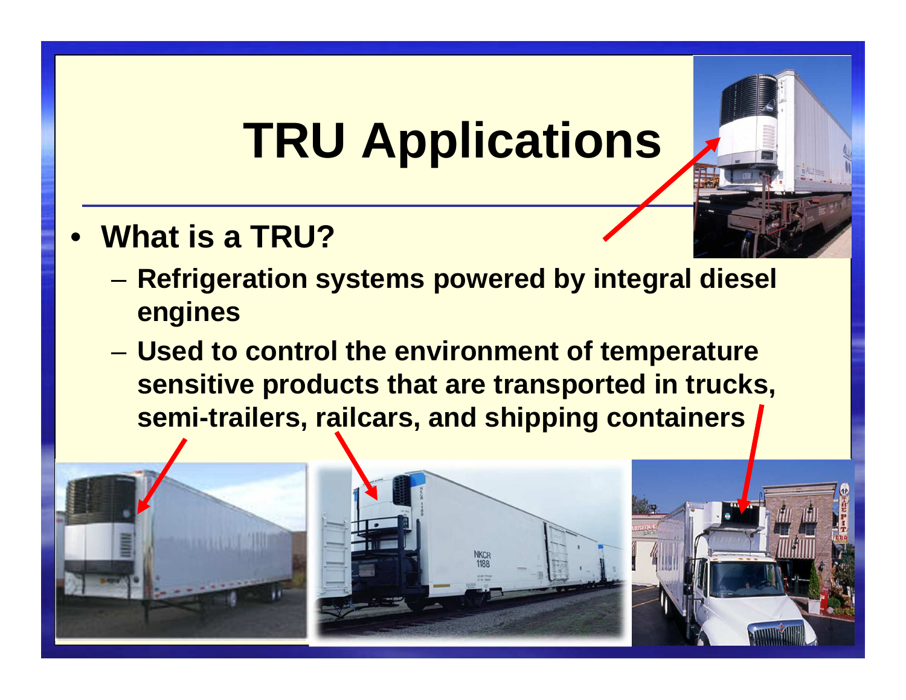# TRU Applications

- **What is a TRU?**
  - **Refrigeration systems powered by integral diesel engines**
  - **Used to control the environment of temperature sensitive products that are transported in trucks, semi-trailers, railcars, and shipping containers**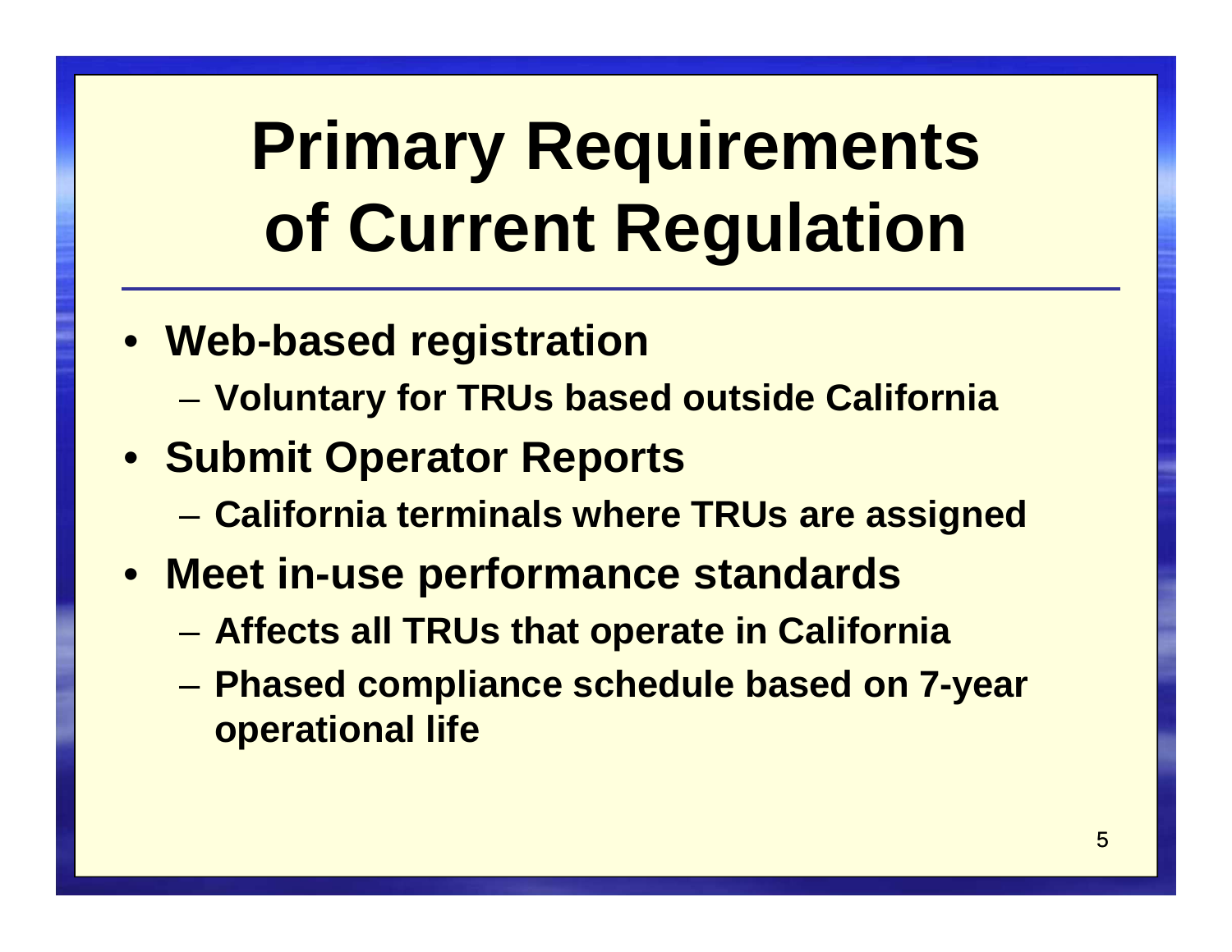# Primary Requirements of Current Regulation

- Web-based registration
  - Voluntary for TRUs based outside California
- Submit Operator Reports
  - California terminals where TRUs are assigned
- Meet in-use performance standards
  - Affects all TRUs that operate in California
  - Phased compliance schedule based on 7-year operational life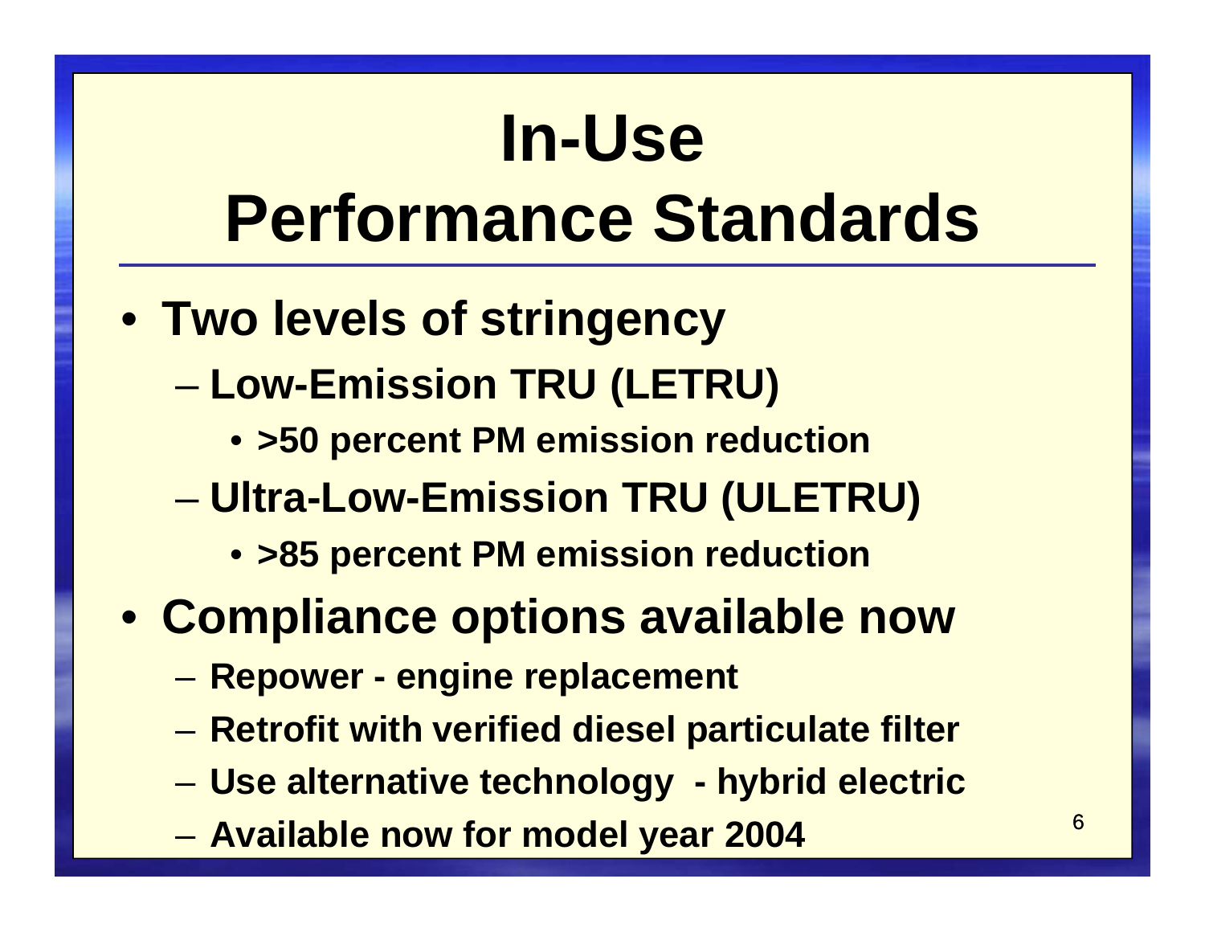# In-Use Performance Standards

- **Two levels of stringency**
  - **Low-Emission TRU (LETRU)**
    - **>50 percent PM emission reduction**
  - **Ultra-Low-Emission TRU (ULETRU)**
    - **>85 percent PM emission reduction**
- **Compliance options available now**
  - **Repower - engine replacement**
  - **Retrofit with verified diesel particulate filter**
  - **Use alternative technology - hybrid electric**
  - **Available now for model year 2004**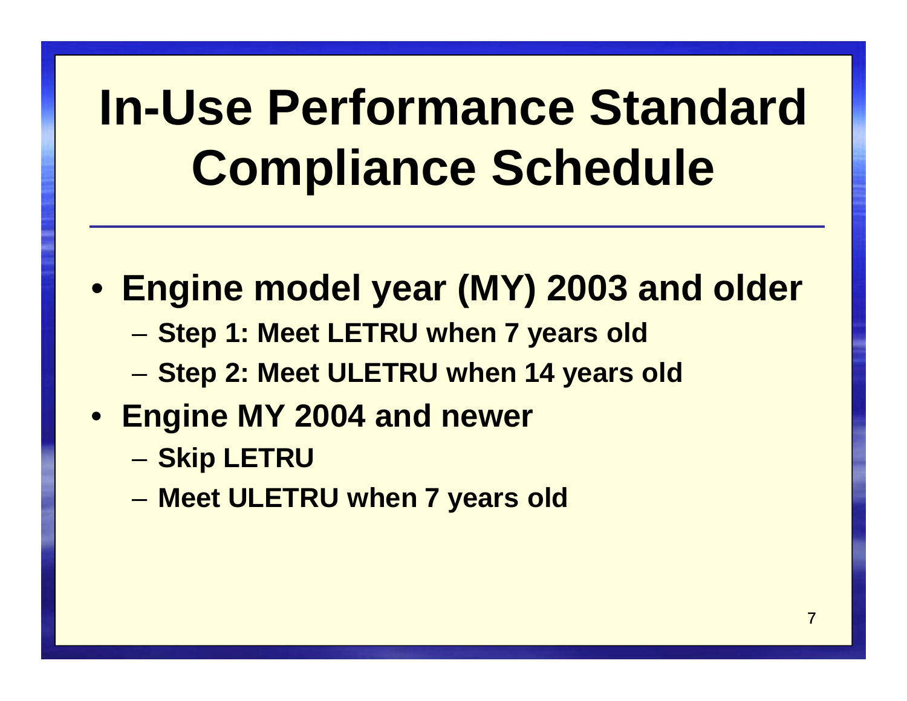# In-Use Performance Standard Compliance Schedule

- **Engine model year (MY) 2003 and older**
  - **Step 1: Meet LETRU when 7 years old**
  - **Step 2: Meet ULETRU when 14 years old**
- **Engine MY 2004 and newer**
  - **Skip LETRU**
  - **Meet ULETRU when 7 years old**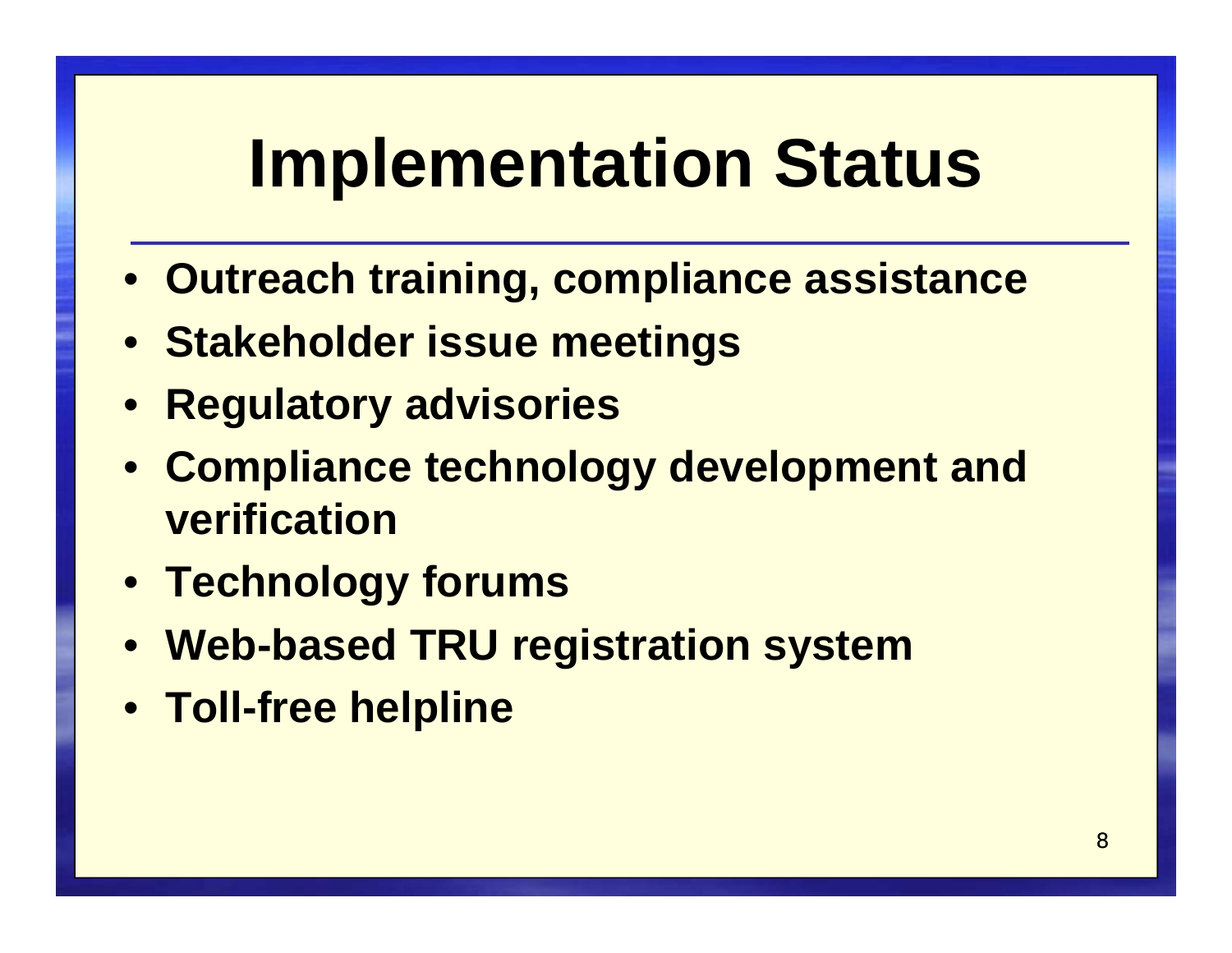# Implementation Status

- **Outreach training, compliance assistance**
- **Stakeholder issue meetings**
- **Regulatory advisories**
- **Compliance technology development and verification**
- **Technology forums**
- **Web-based TRU registration system**
- **Toll-free helpline**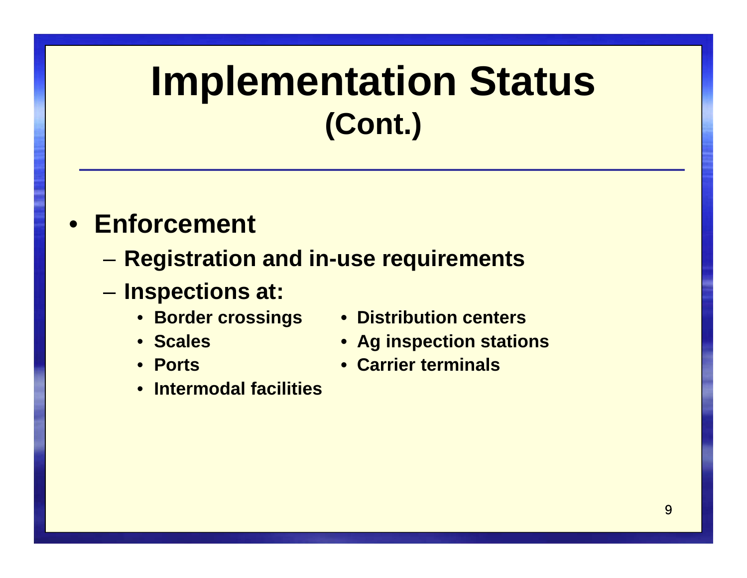# Implementation Status
## (Cont.)

- **Enforcement**
  - **Registration and in-use requirements**
  - **Inspections at:**
    - **Border crossings**
    - **Scales**
    - **Ports**
    - **Intermodal facilities**
    - **Distribution centers**
    - **Ag inspection stations**
    - **Carrier terminals**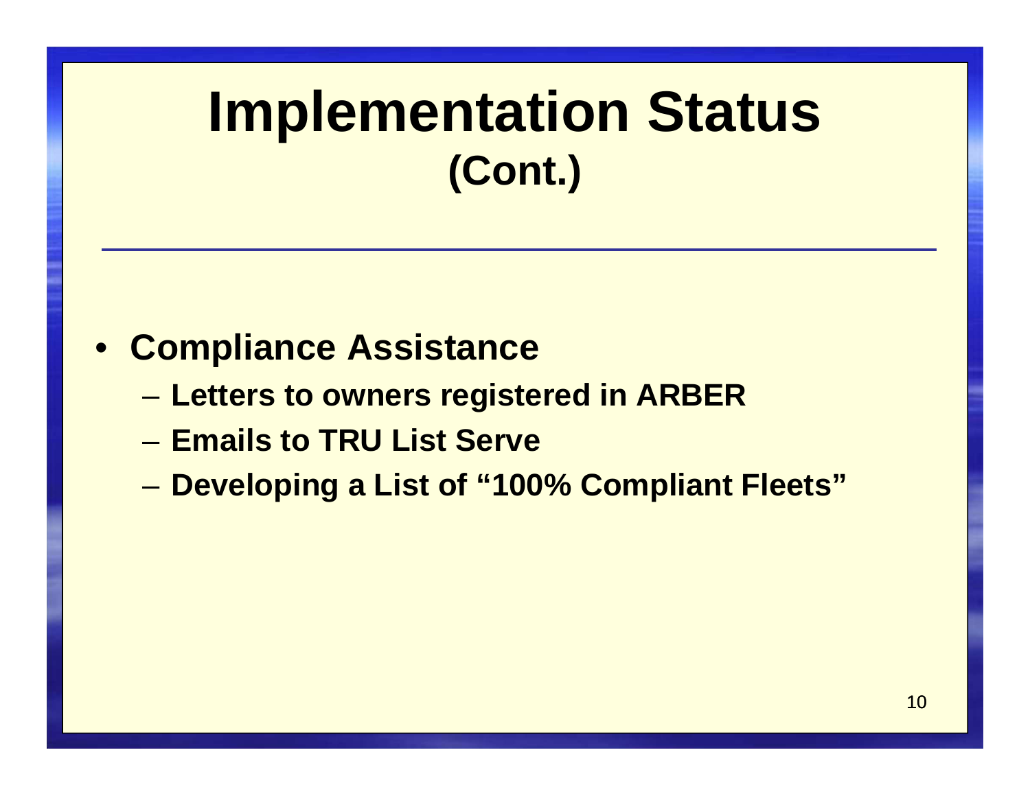# Implementation Status
## (Cont.)

- **Compliance Assistance**
  - **Letters to owners registered in ARBER**
  - **Emails to TRU List Serve**
  - **Developing a List of "100% Compliant Fleets"**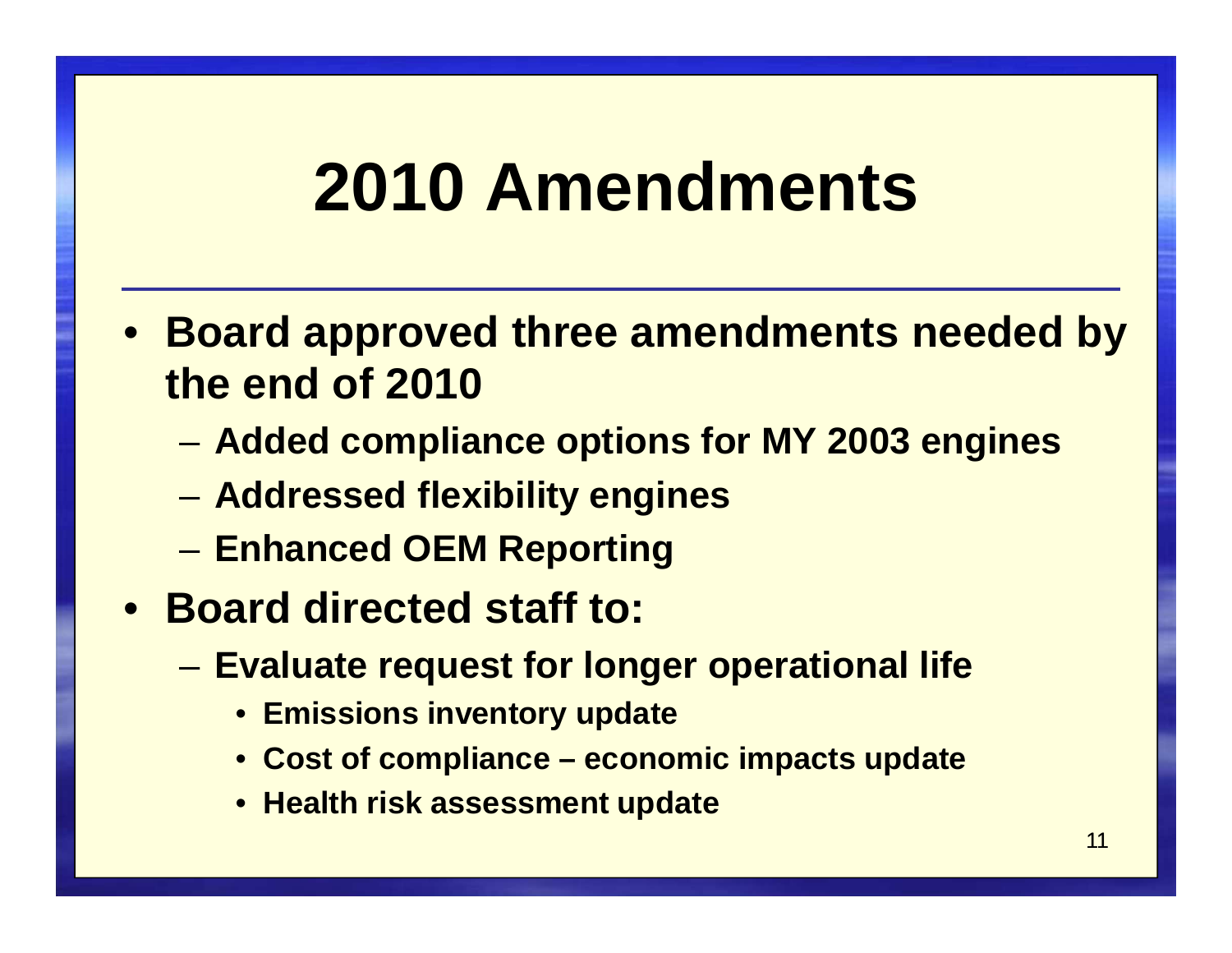# 2010 Amendments

- Board approved three amendments needed by the end of 2010
  - Added compliance options for MY 2003 engines
  - Addressed flexibility engines
  - Enhanced OEM Reporting
- Board directed staff to:
  - Evaluate request for longer operational life
    - Emissions inventory update
    - Cost of compliance – economic impacts update
    - Health risk assessment update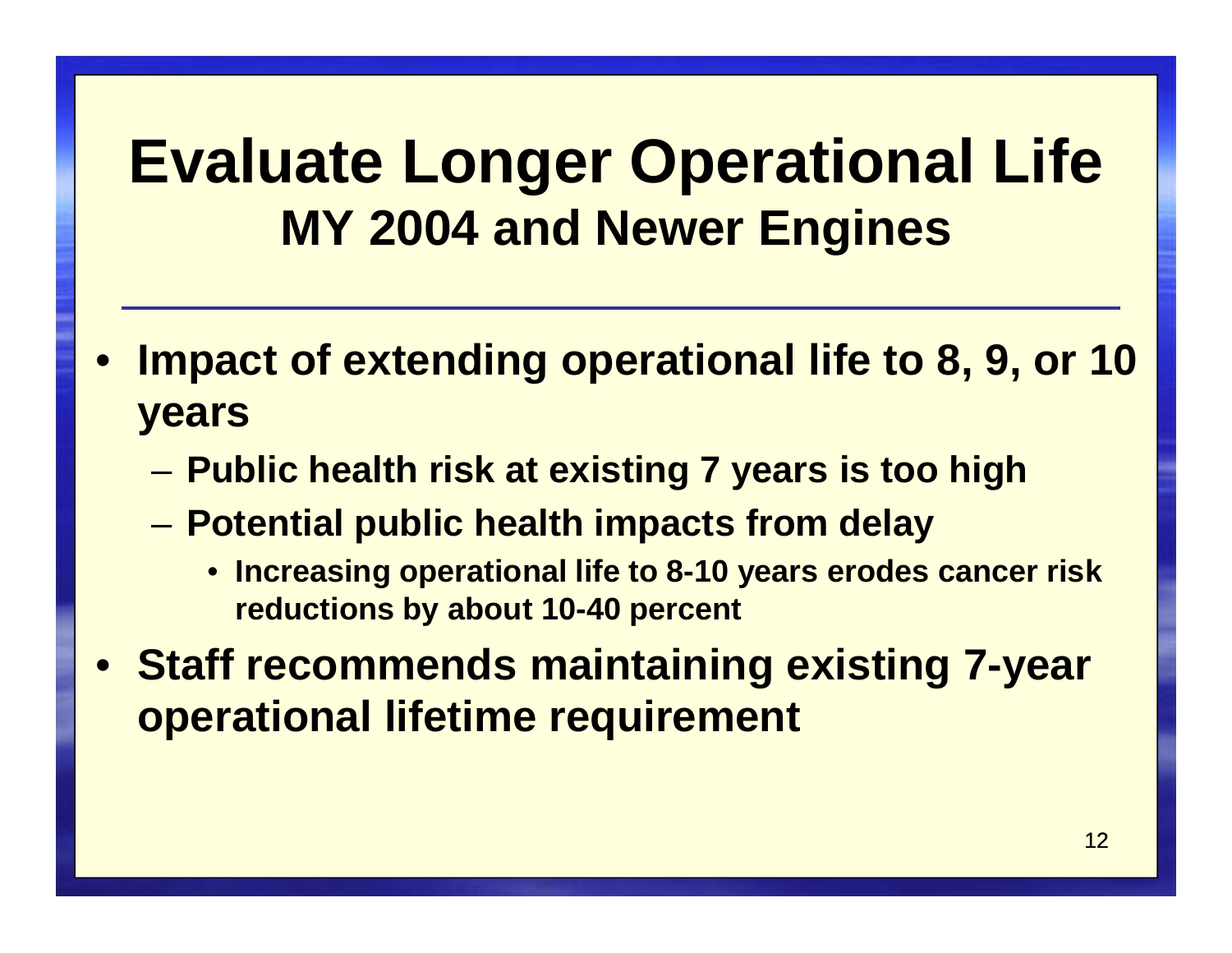# Evaluate Longer Operational Life

## MY 2004 and Newer Engines

- **Impact of extending operational life to 8, 9, or 10 years**
  - **Public health risk at existing 7 years is too high**
  - **Potential public health impacts from delay**
    - **Increasing operational life to 8-10 years erodes cancer risk reductions by about 10-40 percent**
- **Staff recommends maintaining existing 7-year operational lifetime requirement**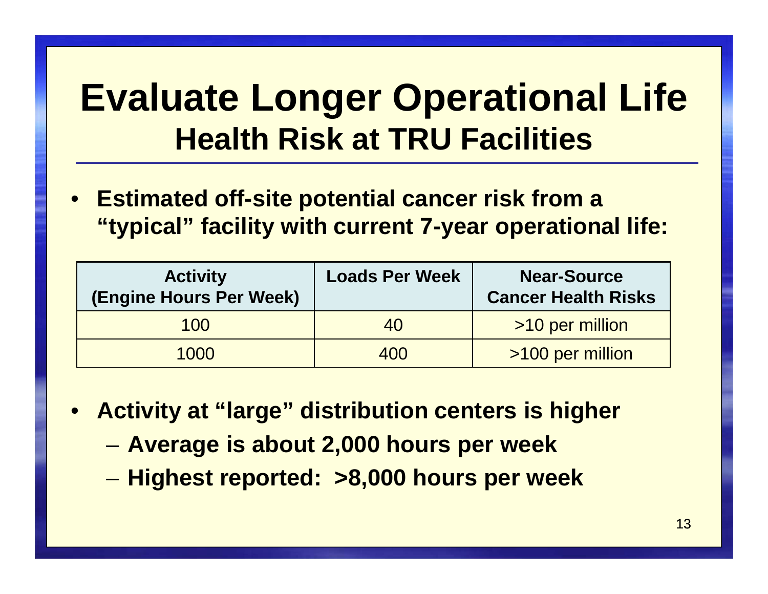# Evaluate Longer Operational Life

## Health Risk at TRU Facilities

- **Estimated off-site potential cancer risk from a "typical" facility with current 7-year operational life:**

| Activity (Engine Hours Per Week) | Loads Per Week | Near-Source Cancer Health Risks |
|---|---|---|
| 100 | 40 | >10 per million |
| 1000 | 400 | >100 per million |

- **Activity at "large" distribution centers is higher**
  - **Average is about 2,000 hours per week**
  - **Highest reported: >8,000 hours per week**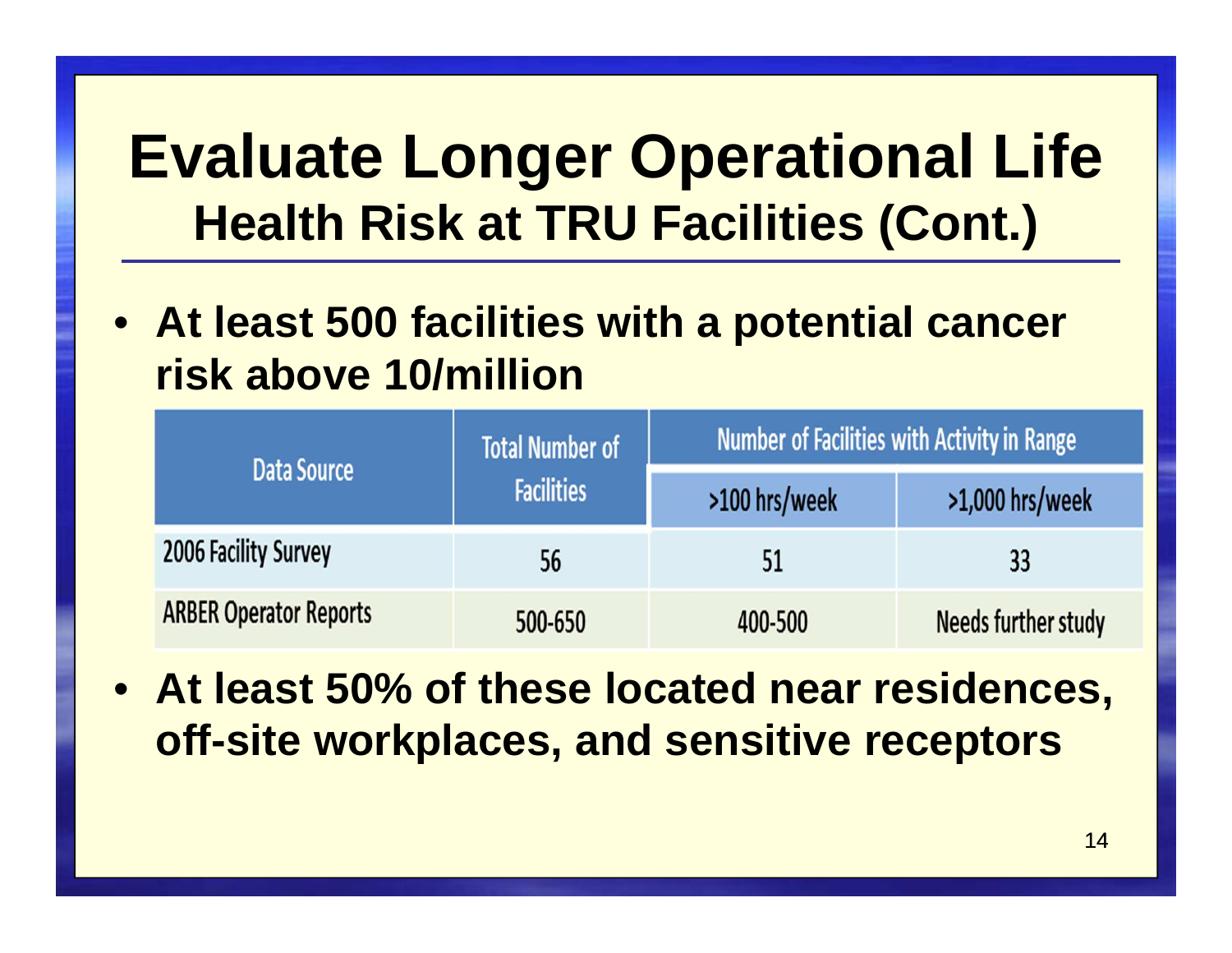# Evaluate Longer Operational Life

## Health Risk at TRU Facilities (Cont.)

- At least 500 facilities with a potential cancer risk above 10/million

| Data Source | Total Number of Facilities | Number of Facilities with Activity in Range | |
|---|---|---|---|
| | | >100 hrs/week | >1,000 hrs/week |
| 2006 Facility Survey | 56 | 51 | 33 |
| ARBER Operator Reports | 500-650 | 400-500 | Needs further study |

- At least 50% of these located near residences, off-site workplaces, and sensitive receptors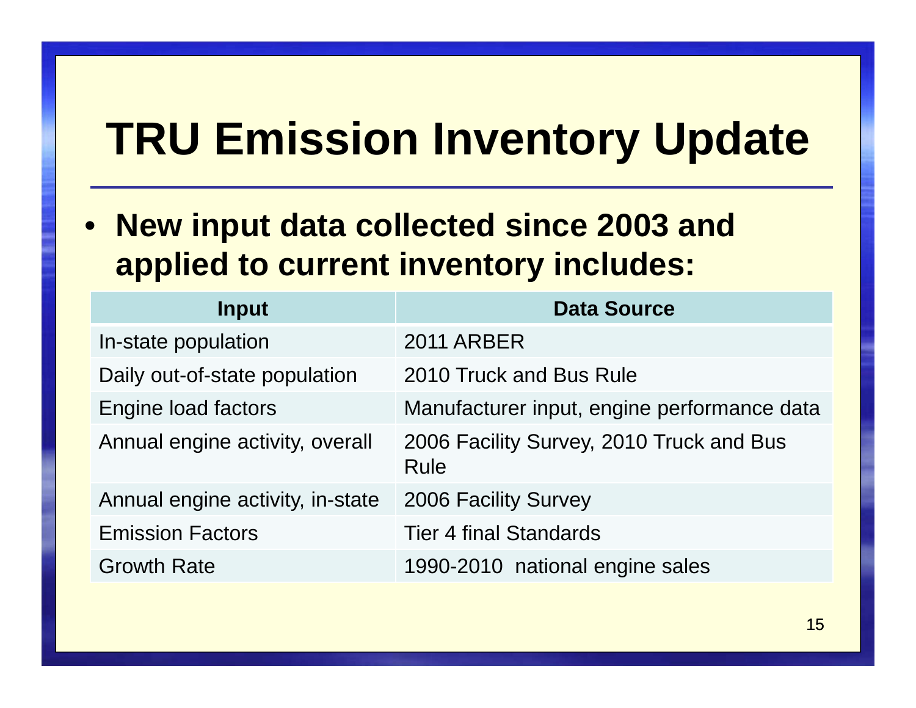# TRU Emission Inventory Update

- **New input data collected since 2003 and applied to current inventory includes:**

| Input | Data Source |
|---|---|
| In-state population | 2011 ARBER |
| Daily out-of-state population | 2010 Truck and Bus Rule |
| Engine load factors | Manufacturer input, engine performance data |
| Annual engine activity, overall | 2006 Facility Survey, 2010 Truck and Bus Rule |
| Annual engine activity, in-state | 2006 Facility Survey |
| Emission Factors | Tier 4 final Standards |
| Growth Rate | 1990-2010 national engine sales |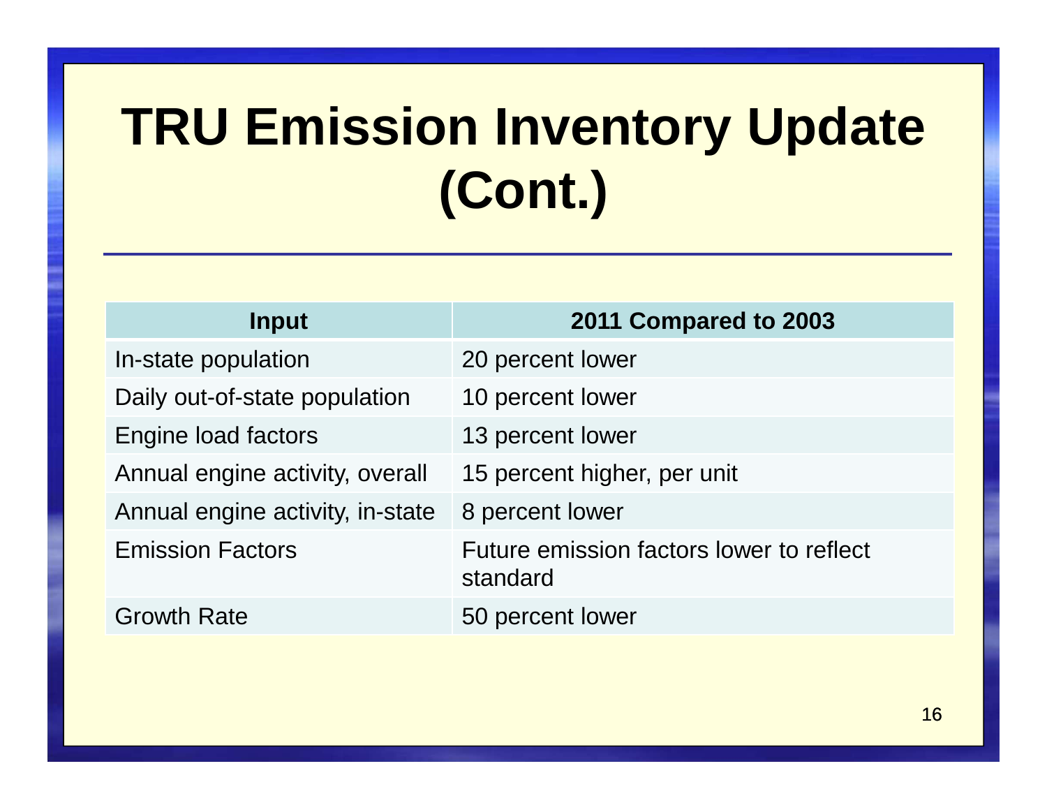# TRU Emission Inventory Update (Cont.)

| Input | 2011 Compared to 2003 |
|---|---|
| In-state population | 20 percent lower |
| Daily out-of-state population | 10 percent lower |
| Engine load factors | 13 percent lower |
| Annual engine activity, overall | 15 percent higher, per unit |
| Annual engine activity, in-state | 8 percent lower |
| Emission Factors | Future emission factors lower to reflect standard |
| Growth Rate | 50 percent lower |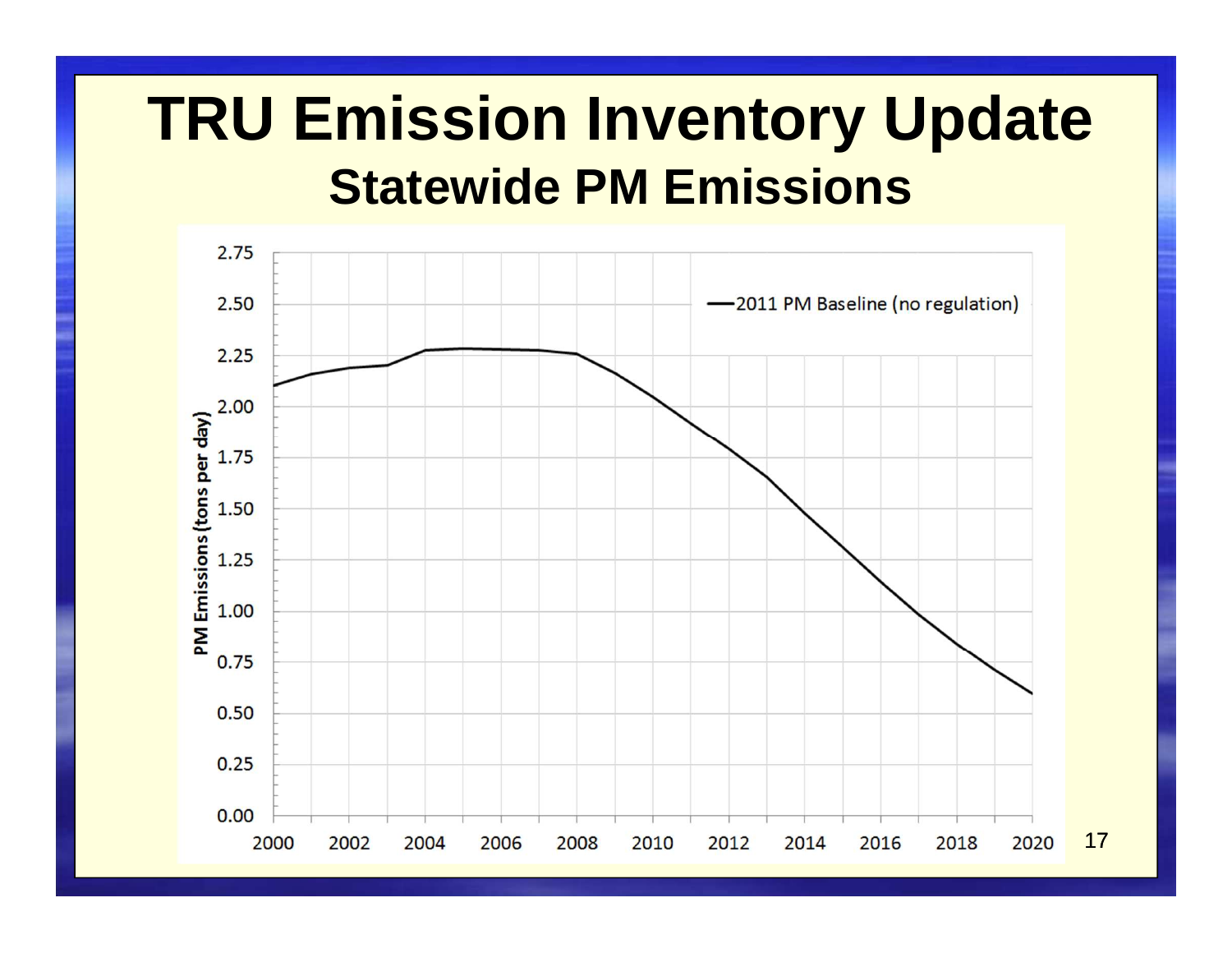# TRU Emission Inventory Update

## Statewide PM Emissions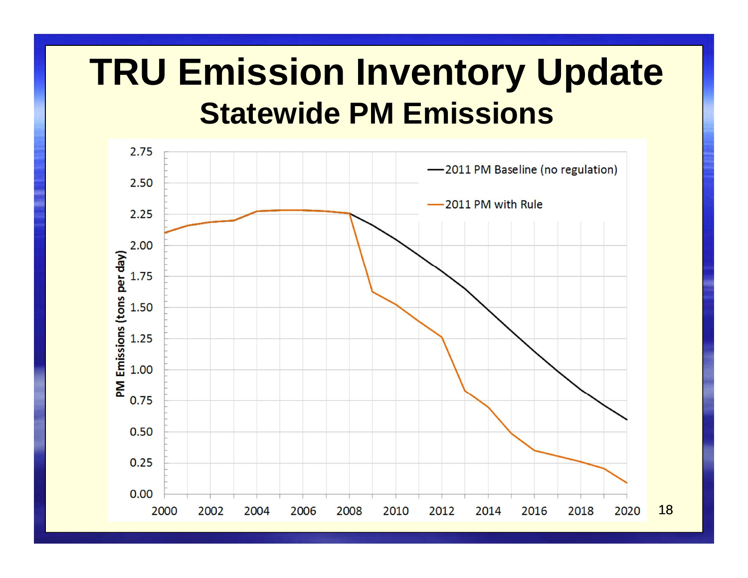# TRU Emission Inventory Update

## Statewide PM Emissions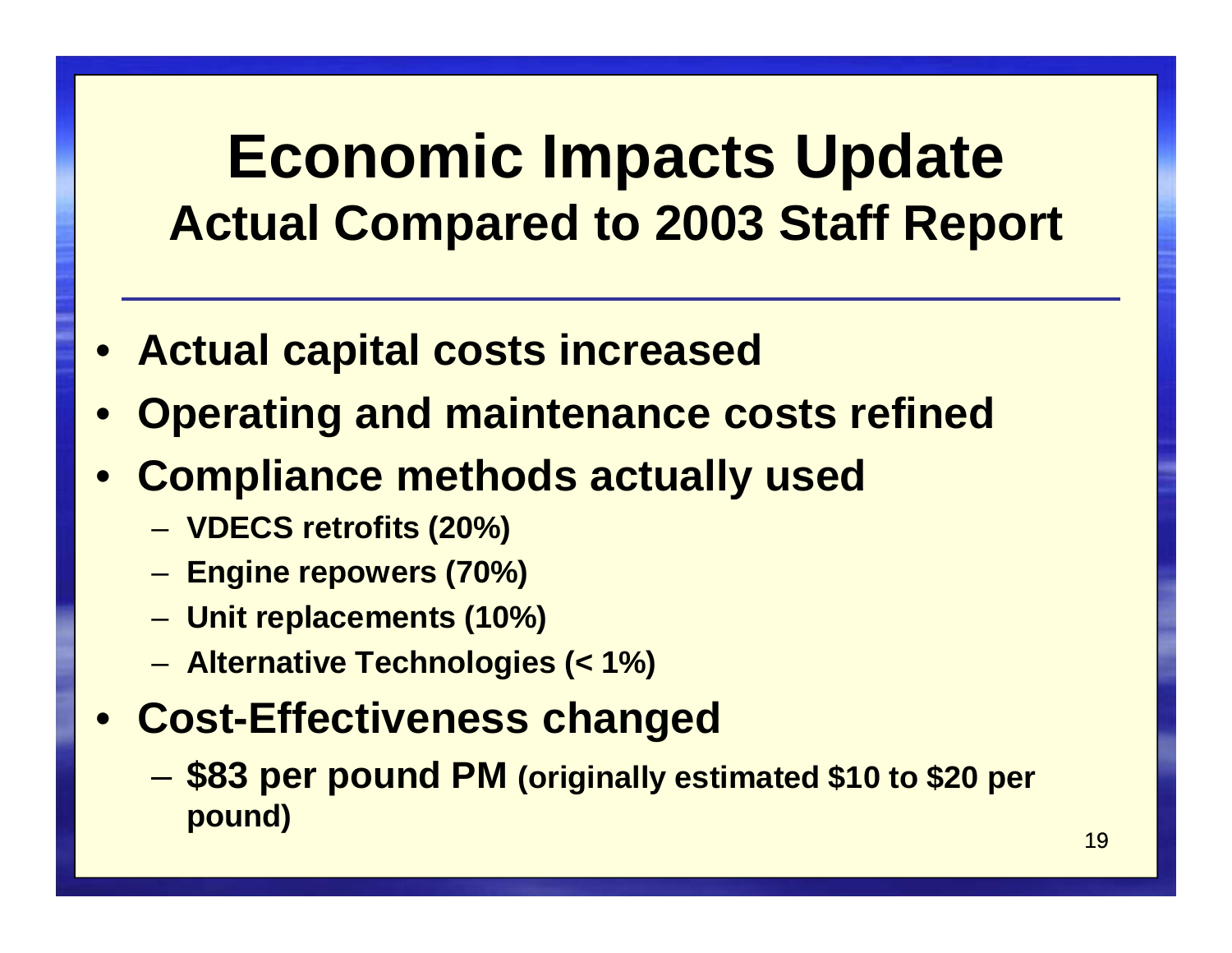# Economic Impacts Update

## Actual Compared to 2003 Staff Report

- **Actual capital costs increased**
- **Operating and maintenance costs refined**
- **Compliance methods actually used**
  - **VDECS retrofits (20%)**
  - **Engine repowers (70%)**
  - **Unit replacements (10%)**
  - **Alternative Technologies (< 1%)**
- **Cost-Effectiveness changed**
  - **$83 per pound PM (originally estimated $10 to $20 per pound)**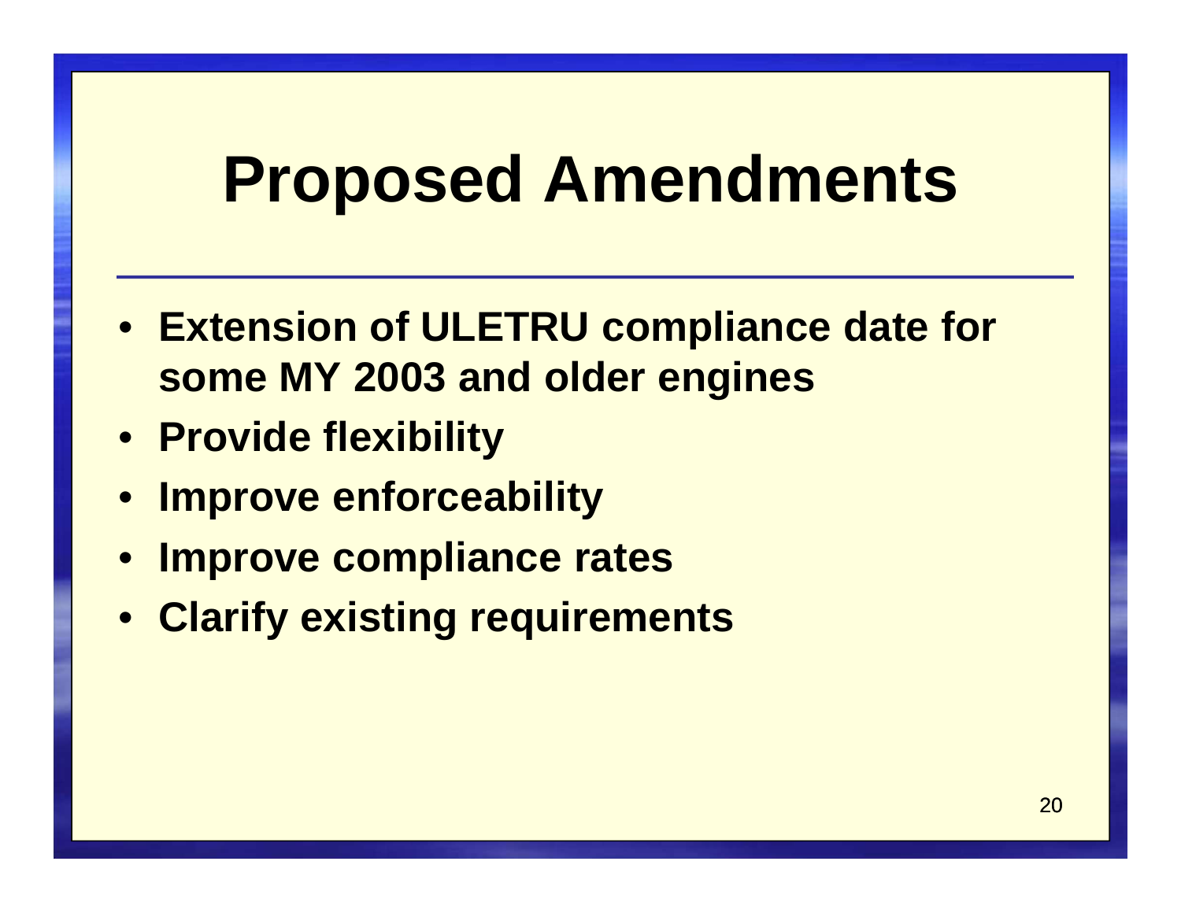# Proposed Amendments

- **Extension of ULETRU compliance date for some MY 2003 and older engines**
- **Provide flexibility**
- **Improve enforceability**
- **Improve compliance rates**
- **Clarify existing requirements**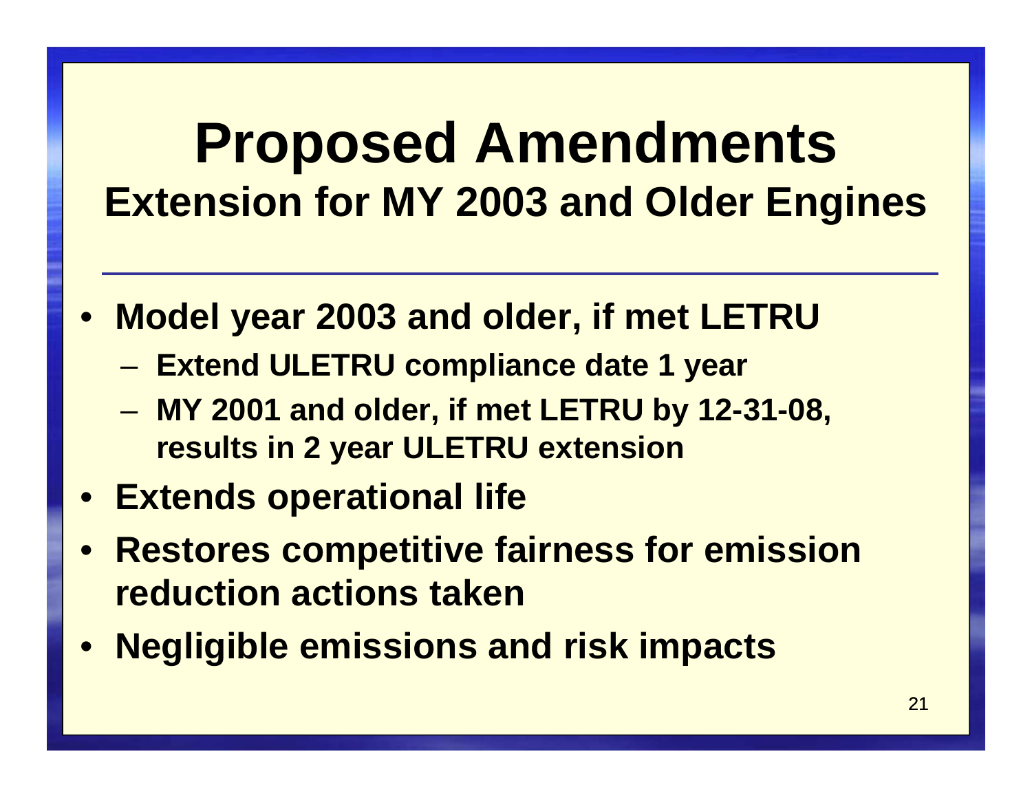# Proposed Amendments

## Extension for MY 2003 and Older Engines

- Model year 2003 and older, if met LETRU
  - Extend ULETRU compliance date 1 year
  - MY 2001 and older, if met LETRU by 12-31-08, results in 2 year ULETRU extension
- Extends operational life
- Restores competitive fairness for emission reduction actions taken
- Negligible emissions and risk impacts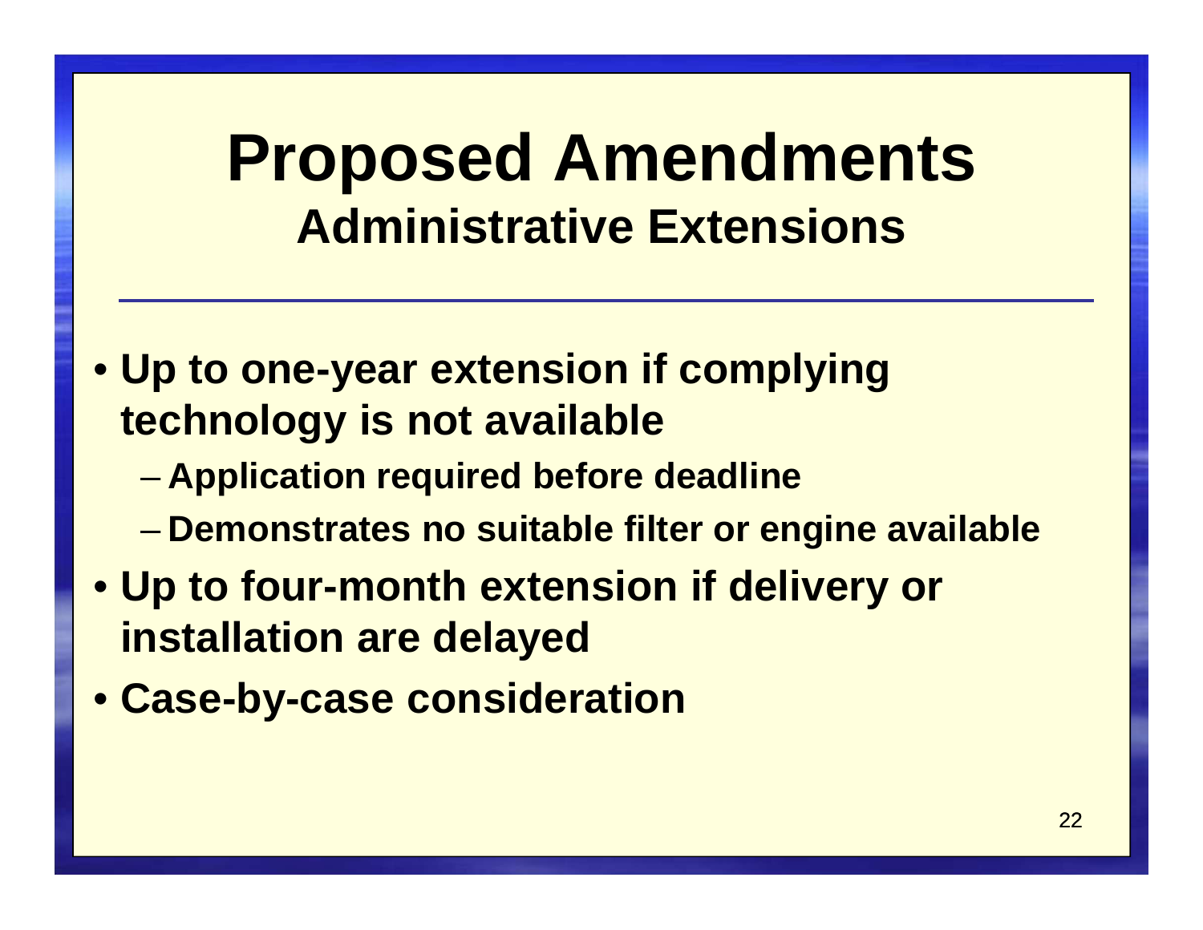# Proposed Amendments

## Administrative Extensions

- **Up to one-year extension if complying technology is not available**
  - **Application required before deadline**
  - **Demonstrates no suitable filter or engine available**
- **Up to four-month extension if delivery or installation are delayed**
- **Case-by-case consideration**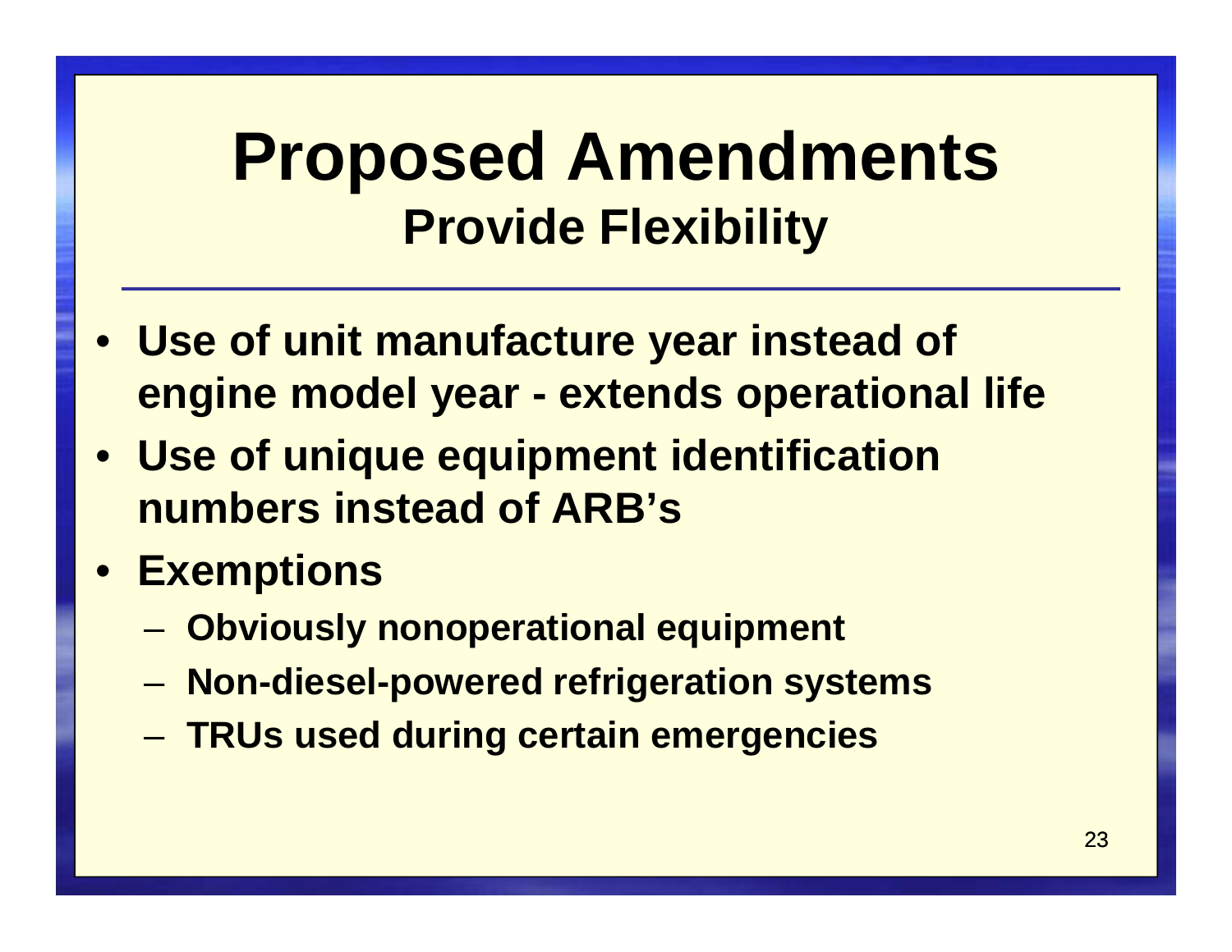# Proposed Amendments

## Provide Flexibility

- **Use of unit manufacture year instead of engine model year - extends operational life**
- **Use of unique equipment identification numbers instead of ARB's**
- **Exemptions**
  - **Obviously nonoperational equipment**
  - **Non-diesel-powered refrigeration systems**
  - **TRUs used during certain emergencies**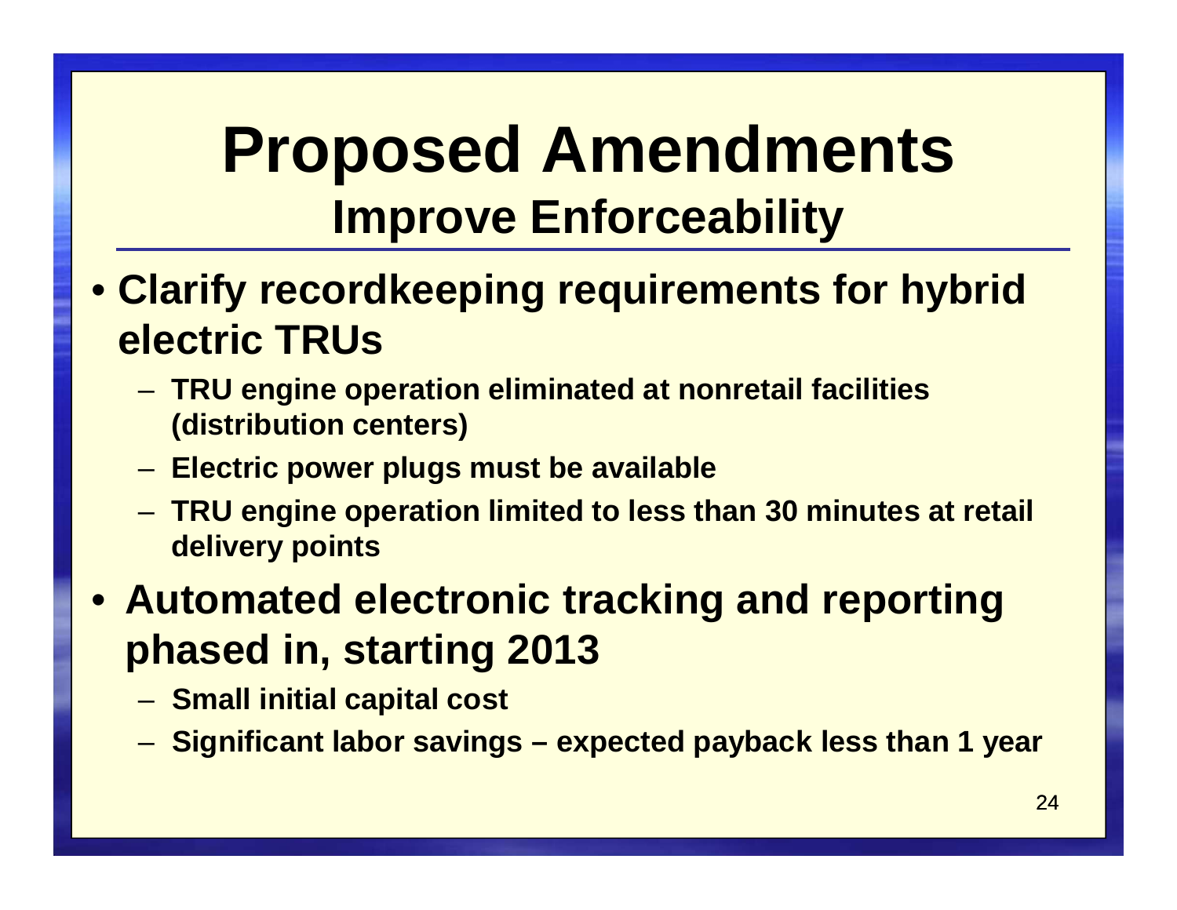# Proposed Amendments

## Improve Enforceability

- **Clarify recordkeeping requirements for hybrid electric TRUs**
  - **TRU engine operation eliminated at nonretail facilities (distribution centers)**
  - **Electric power plugs must be available**
  - **TRU engine operation limited to less than 30 minutes at retail delivery points**
- **Automated electronic tracking and reporting phased in, starting 2013**
  - **Small initial capital cost**
  - **Significant labor savings – expected payback less than 1 year**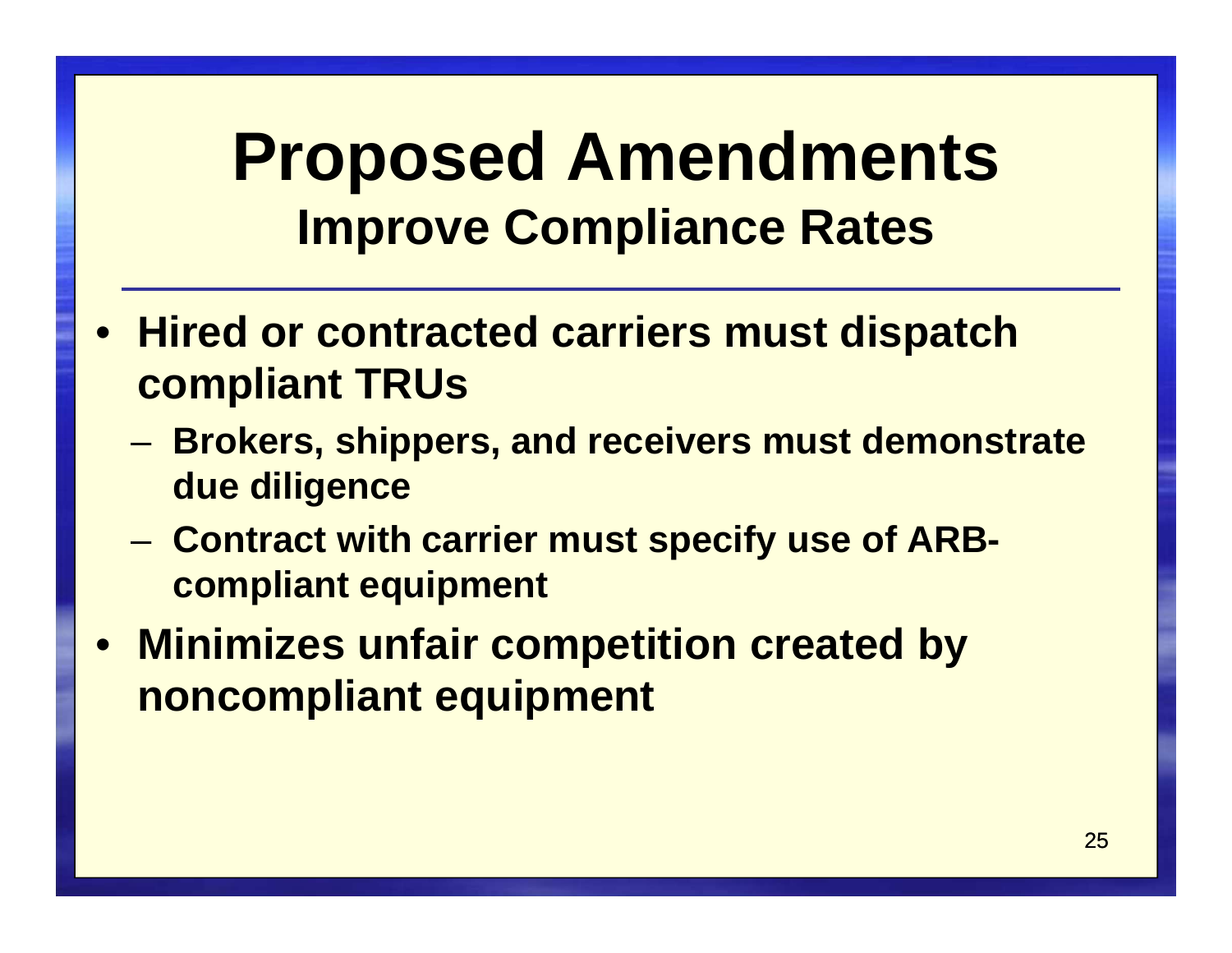# Proposed Amendments

## Improve Compliance Rates

- **Hired or contracted carriers must dispatch compliant TRUs**
  - **Brokers, shippers, and receivers must demonstrate due diligence**
  - **Contract with carrier must specify use of ARB-compliant equipment**
- **Minimizes unfair competition created by noncompliant equipment**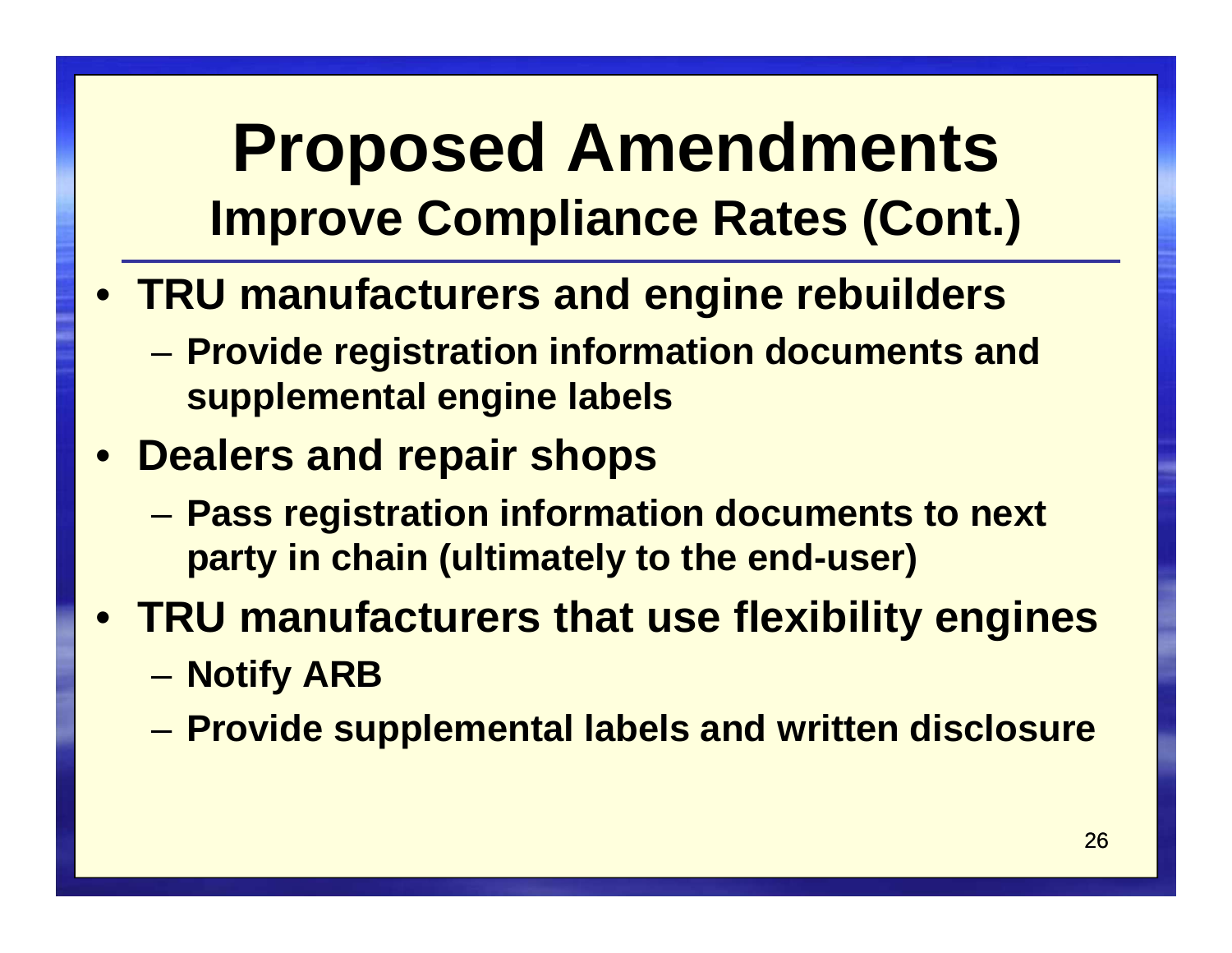# Proposed Amendments

## Improve Compliance Rates (Cont.)

- **TRU manufacturers and engine rebuilders**
  - **Provide registration information documents and supplemental engine labels**
- **Dealers and repair shops**
  - **Pass registration information documents to next party in chain (ultimately to the end-user)**
- **TRU manufacturers that use flexibility engines**
  - **Notify ARB**
  - **Provide supplemental labels and written disclosure**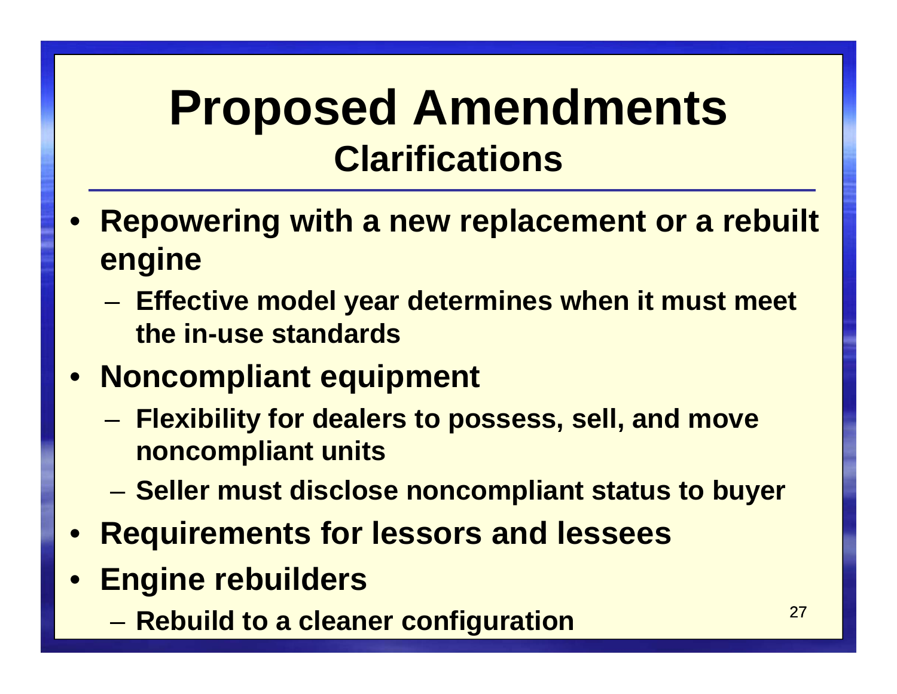# Proposed Amendments

## Clarifications

- **Repowering with a new replacement or a rebuilt engine**
  - **Effective model year determines when it must meet the in-use standards**
- **Noncompliant equipment**
  - **Flexibility for dealers to possess, sell, and move noncompliant units**
  - **Seller must disclose noncompliant status to buyer**
- **Requirements for lessors and lessees**
- **Engine rebuilders**
  - **Rebuild to a cleaner configuration**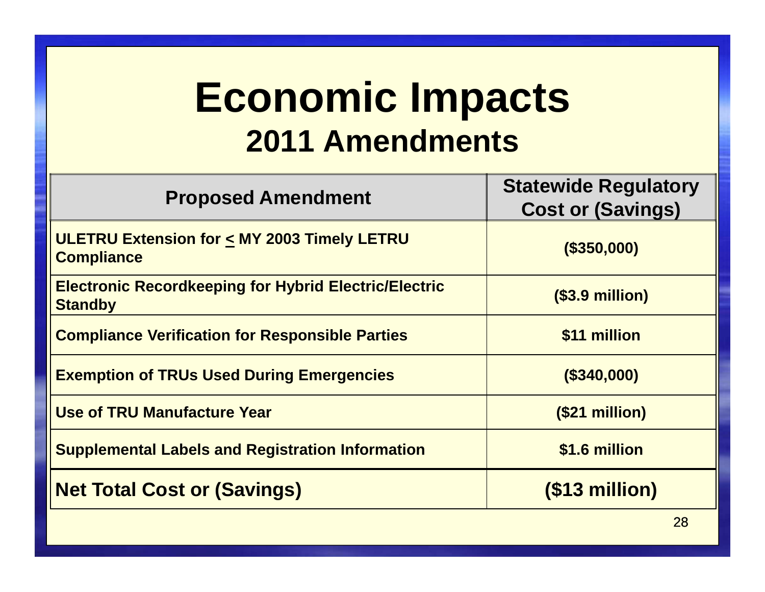# Economic Impacts

## 2011 Amendments

| Proposed Amendment | Statewide Regulatory Cost or (Savings) |
|---|---|
| **ULETRU Extension for ≤ MY 2003 Timely LETRU Compliance** | **($350,000)** |
| **Electronic Recordkeeping for Hybrid Electric/Electric Standby** | **($3.9 million)** |
| **Compliance Verification for Responsible Parties** | **$11 million** |
| **Exemption of TRUs Used During Emergencies** | **($340,000)** |
| **Use of TRU Manufacture Year** | **($21 million)** |
| **Supplemental Labels and Registration Information** | **$1.6 million** |
| **Net Total Cost or (Savings)** | **($13 million)** |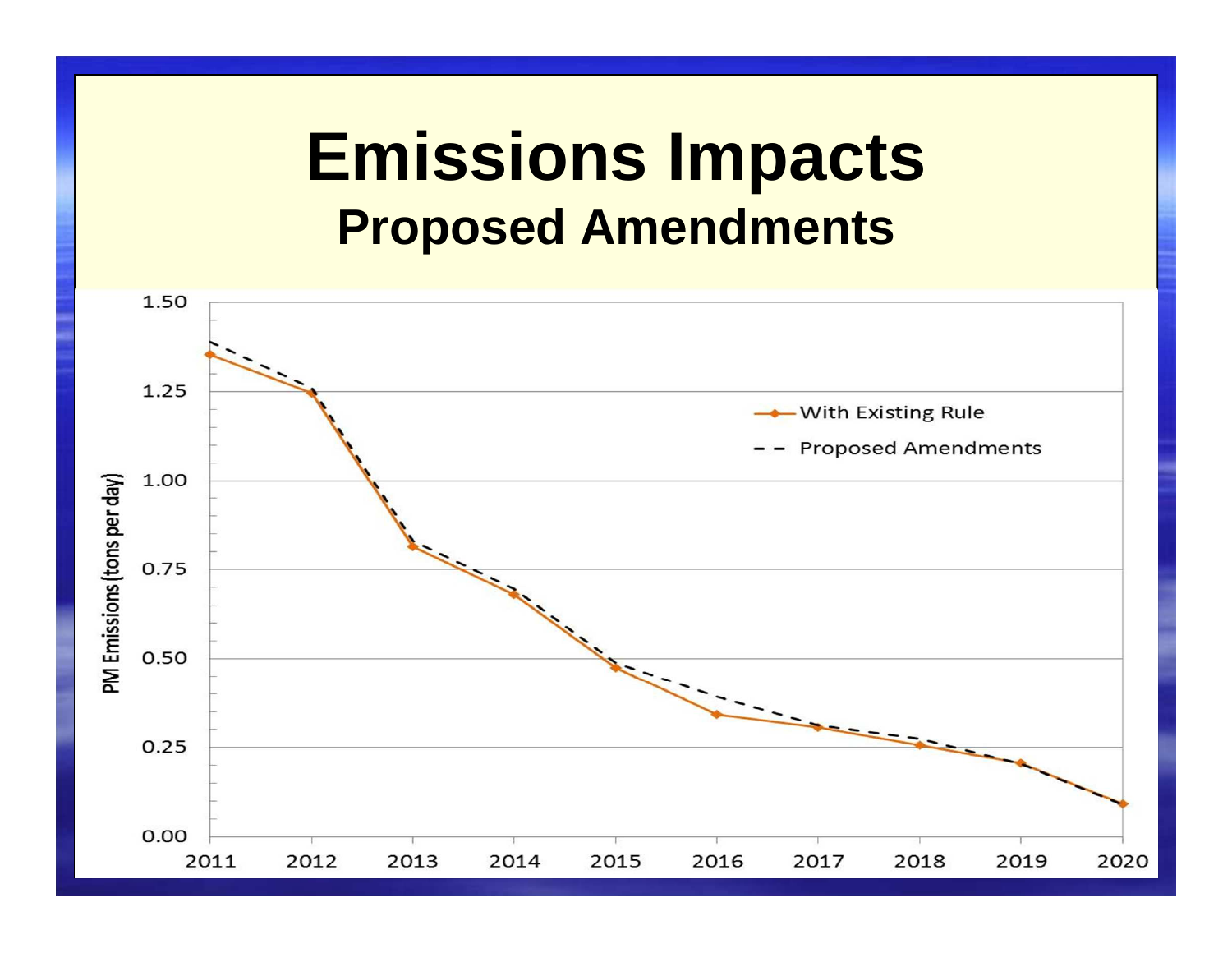# Emissions Impacts

## Proposed Amendments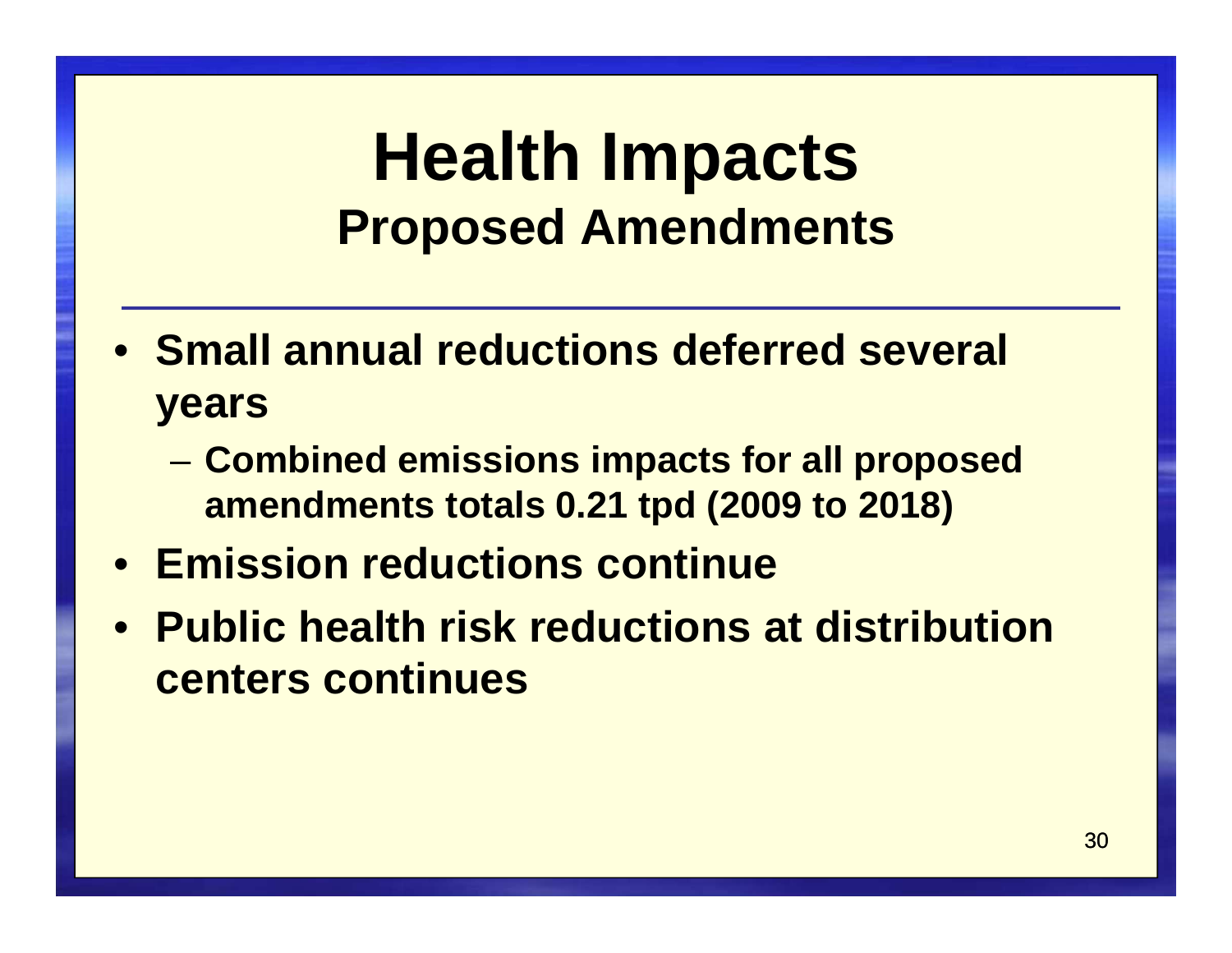# Health Impacts

## Proposed Amendments

- **Small annual reductions deferred several years**
  - **Combined emissions impacts for all proposed amendments totals 0.21 tpd (2009 to 2018)**
- **Emission reductions continue**
- **Public health risk reductions at distribution centers continues**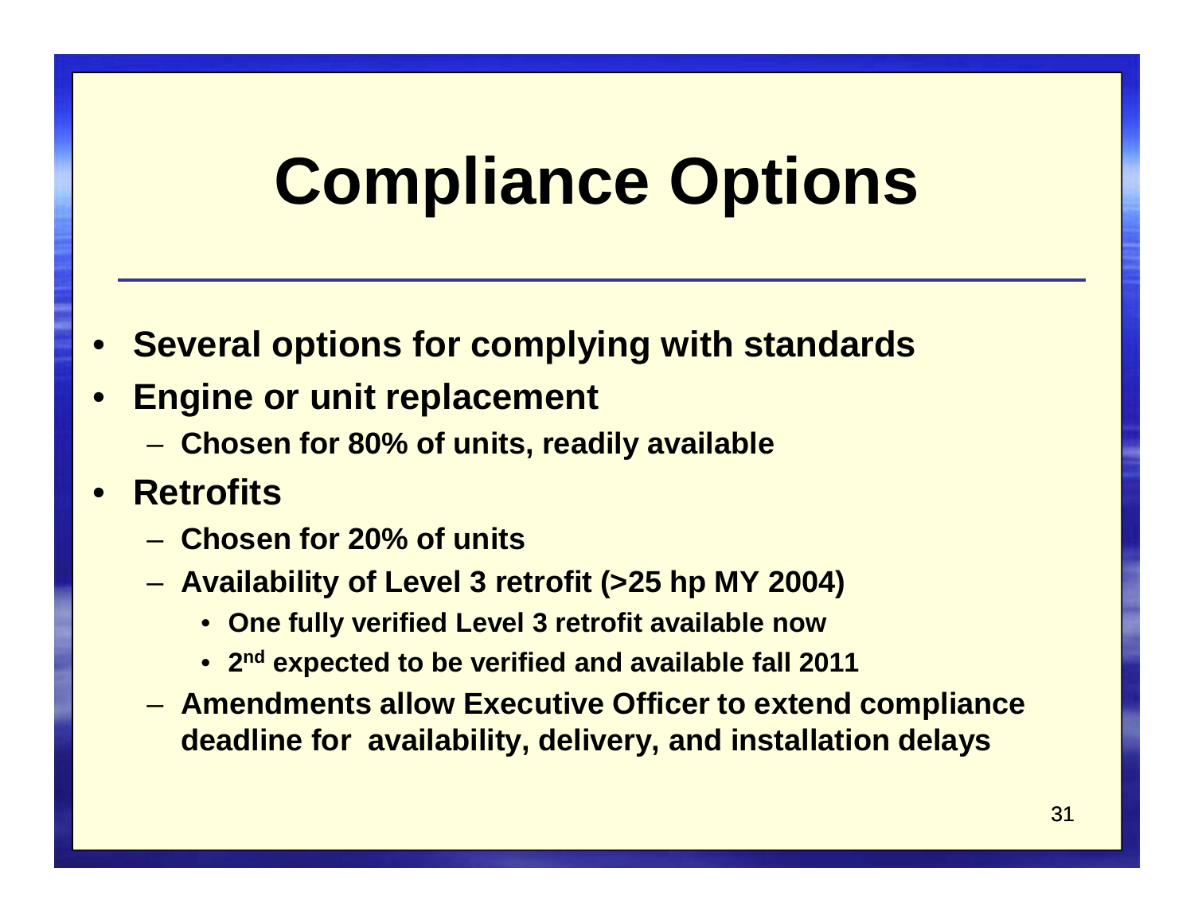# Compliance Options

- Several options for complying with standards
- Engine or unit replacement
  - Chosen for 80% of units, readily available
- Retrofits
  - Chosen for 20% of units
  - Availability of Level 3 retrofit (>25 hp MY 2004)
    - One fully verified Level 3 retrofit available now
    - 2nd expected to be verified and available fall 2011
  - Amendments allow Executive Officer to extend compliance deadline for availability, delivery, and installation delays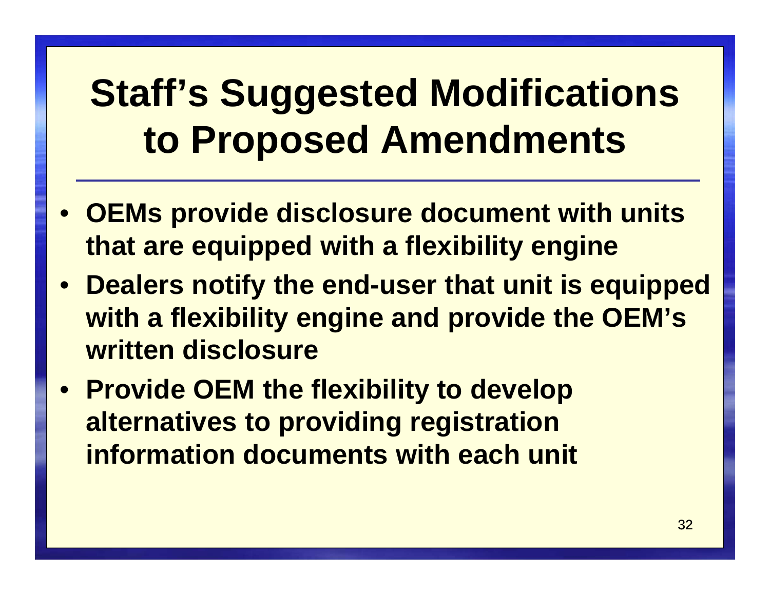# Staff's Suggested Modifications to Proposed Amendments

- **OEMs provide disclosure document with units that are equipped with a flexibility engine**
- **Dealers notify the end-user that unit is equipped with a flexibility engine and provide the OEM's written disclosure**
- **Provide OEM the flexibility to develop alternatives to providing registration information documents with each unit**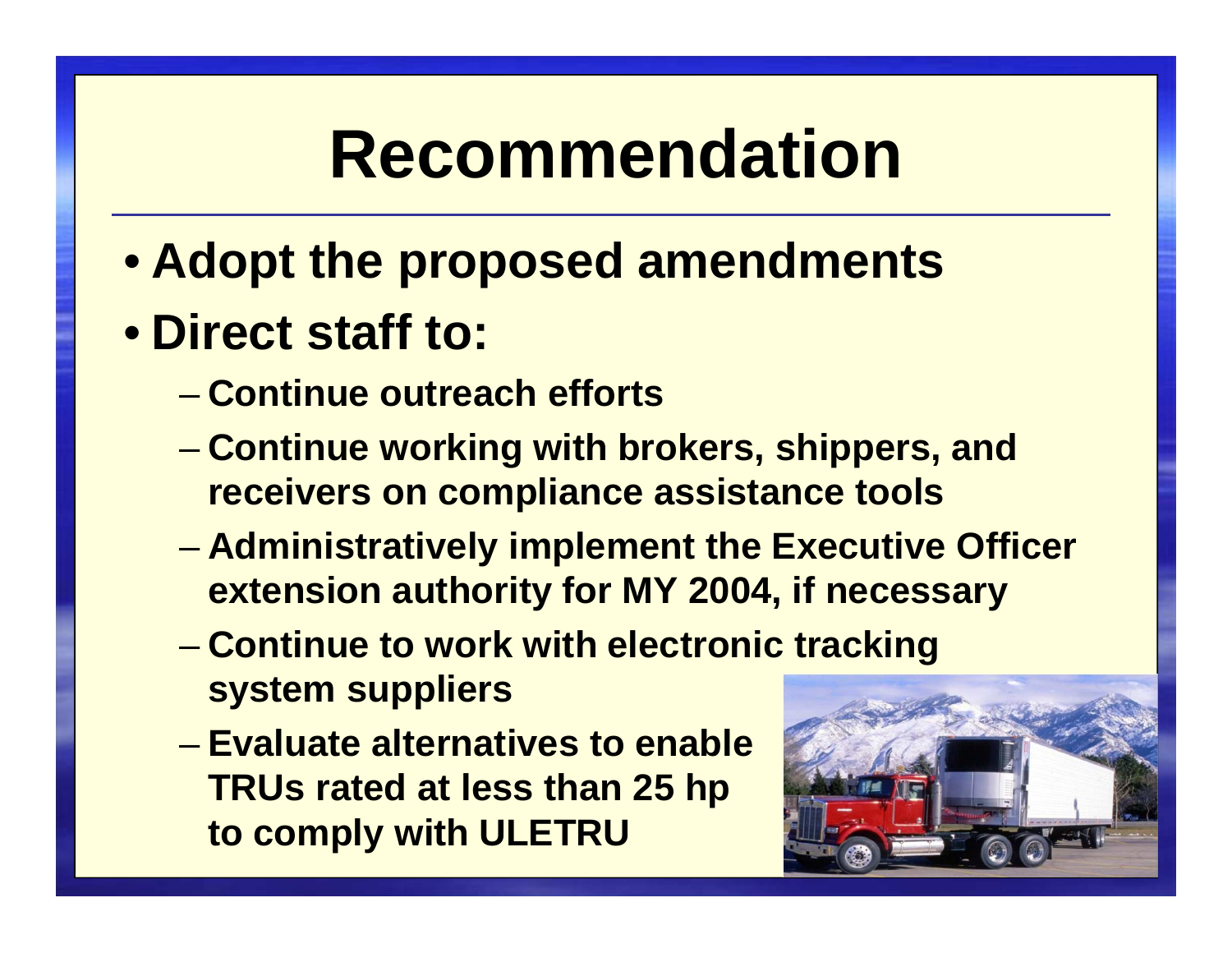# Recommendation

- **Adopt the proposed amendments**
- **Direct staff to:**
  - **Continue outreach efforts**
  - **Continue working with brokers, shippers, and receivers on compliance assistance tools**
  - **Administratively implement the Executive Officer extension authority for MY 2004, if necessary**
  - **Continue to work with electronic tracking system suppliers**
  - **Evaluate alternatives to enable TRUs rated at less than 25 hp to comply with ULETRU**